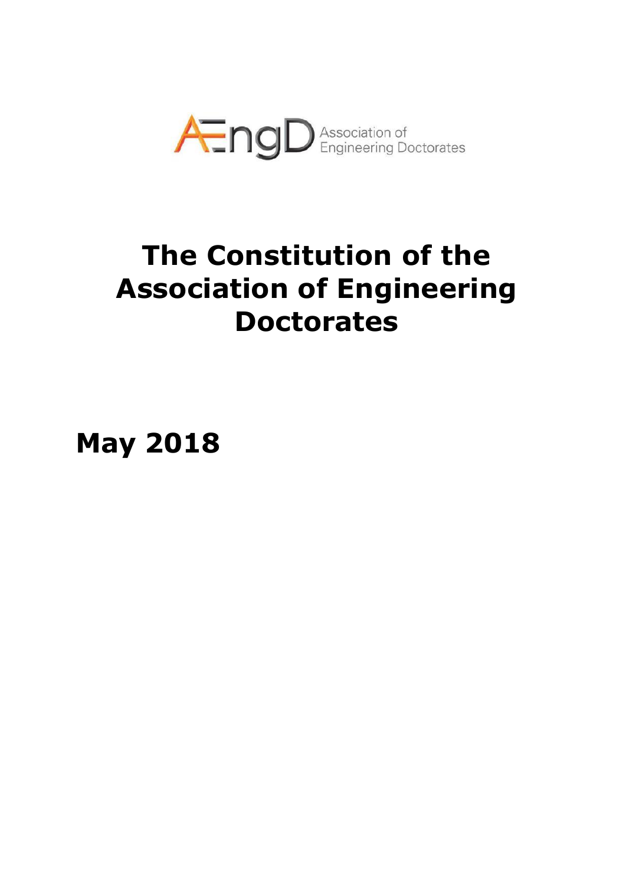AEngD Association of Engineering Doctorates

# The Constitution of the Association of Engineering Doctorates

**May 2018**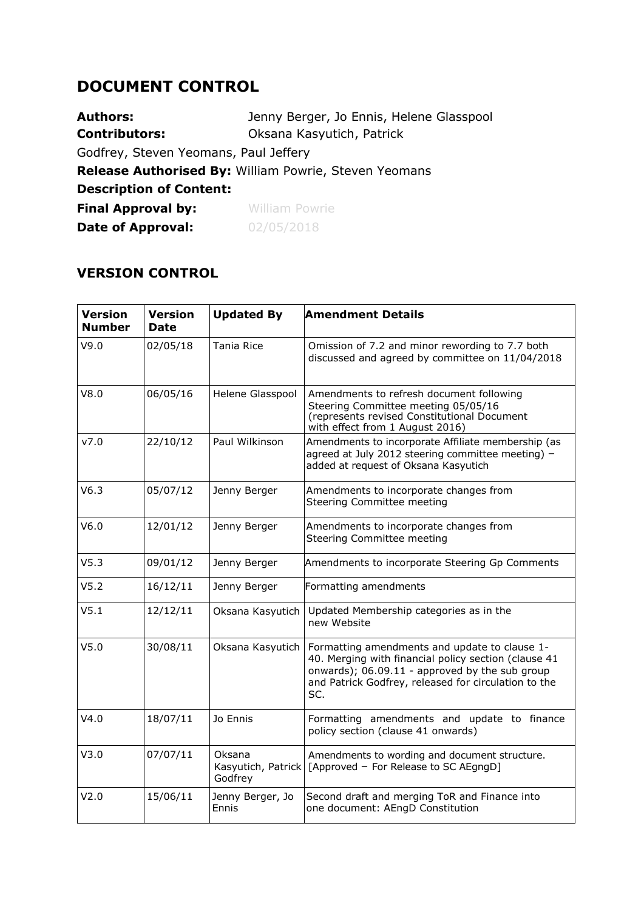# DOCUMENT CONTROL

**Authors:** Jenny Berger, Jo Ennis, Helene Glasspool
**Contributors:** Oksana Kasyutich, Patrick Godfrey, Steven Yeomans, Paul Jeffery
**Release Authorised By:** William Powrie, Steven Yeomans
**Description of Content:**
**Final Approval by:** William Powrie
**Date of Approval:** 02/05/2018

## VERSION CONTROL

| Version Number | Version Date | Updated By | Amendment Details |
|---|---|---|---|
| V9.0 | 02/05/18 | Tania Rice | Omission of 7.2 and minor rewording to 7.7 both discussed and agreed by committee on 11/04/2018 |
| V8.0 | 06/05/16 | Helene Glasspool | Amendments to refresh document following Steering Committee meeting 05/05/16 (represents revised Constitutional Document with effect from 1 August 2016) |
| v7.0 | 22/10/12 | Paul Wilkinson | Amendments to incorporate Affiliate membership (as agreed at July 2012 steering committee meeting) – added at request of Oksana Kasyutich |
| V6.3 | 05/07/12 | Jenny Berger | Amendments to incorporate changes from Steering Committee meeting |
| V6.0 | 12/01/12 | Jenny Berger | Amendments to incorporate changes from Steering Committee meeting |
| V5.3 | 09/01/12 | Jenny Berger | Amendments to incorporate Steering Gp Comments |
| V5.2 | 16/12/11 | Jenny Berger | Formatting amendments |
| V5.1 | 12/12/11 | Oksana Kasyutich | Updated Membership categories as in the new Website |
| V5.0 | 30/08/11 | Oksana Kasyutich | Formatting amendments and update to clause 1-40. Merging with financial policy section (clause 41 onwards); 06.09.11 - approved by the sub group and Patrick Godfrey, released for circulation to the SC. |
| V4.0 | 18/07/11 | Jo Ennis | Formatting amendments and update to finance policy section (clause 41 onwards) |
| V3.0 | 07/07/11 | Oksana Kasyutich, Patrick Godfrey | Amendments to wording and document structure. [Approved – For Release to SC AEngD] |
| V2.0 | 15/06/11 | Jenny Berger, Jo Ennis | Second draft and merging ToR and Finance into one document: AEngD Constitution |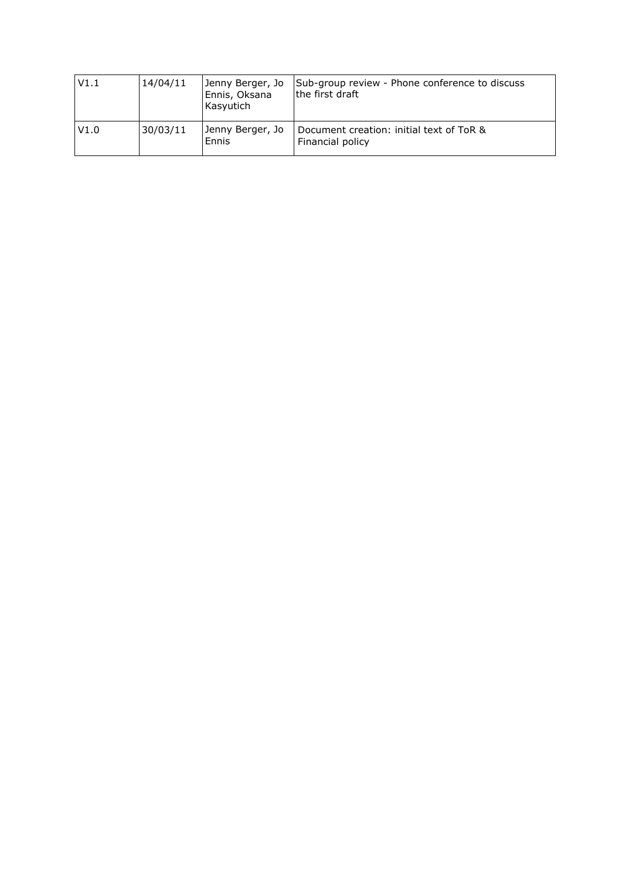| V1.1 | 14/04/11 | Jenny Berger, Jo Ennis, Oksana Kasyutich | Sub-group review - Phone conference to discuss the first draft |
|---|---|---|---|
| V1.0 | 30/03/11 | Jenny Berger, Jo Ennis | Document creation: initial text of ToR & Financial policy |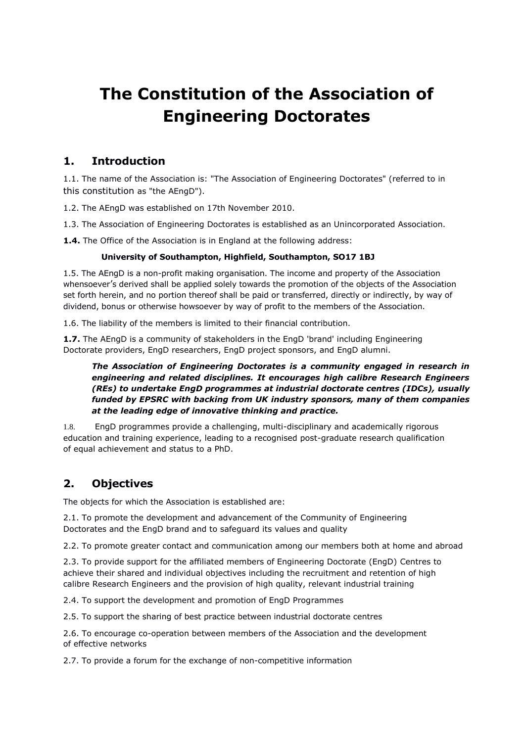# The Constitution of the Association of Engineering Doctorates

## 1. Introduction

1.1. The name of the Association is: "The Association of Engineering Doctorates" (referred to in this constitution as "the AEngD").

1.2. The AEngD was established on 17th November 2010.

1.3. The Association of Engineering Doctorates is established as an Unincorporated Association.

**1.4.** The Office of the Association is in England at the following address:

**University of Southampton, Highfield, Southampton, SO17 1BJ**

1.5. The AEngD is a non-profit making organisation. The income and property of the Association whensoever's derived shall be applied solely towards the promotion of the objects of the Association set forth herein, and no portion thereof shall be paid or transferred, directly or indirectly, by way of dividend, bonus or otherwise howsoever by way of profit to the members of the Association.

1.6. The liability of the members is limited to their financial contribution.

**1.7.** The AEngD is a community of stakeholders in the EngD 'brand' including Engineering Doctorate providers, EngD researchers, EngD project sponsors, and EngD alumni.

> ***The Association of Engineering Doctorates is a community engaged in research in engineering and related disciplines. It encourages high calibre Research Engineers (REs) to undertake EngD programmes at industrial doctorate centres (IDCs), usually funded by EPSRC with backing from UK industry sponsors, many of them companies at the leading edge of innovative thinking and practice.***

1.8. EngD programmes provide a challenging, multi-disciplinary and academically rigorous education and training experience, leading to a recognised post-graduate research qualification of equal achievement and status to a PhD.

## 2. Objectives

The objects for which the Association is established are:

2.1. To promote the development and advancement of the Community of Engineering Doctorates and the EngD brand and to safeguard its values and quality

2.2. To promote greater contact and communication among our members both at home and abroad

2.3. To provide support for the affiliated members of Engineering Doctorate (EngD) Centres to achieve their shared and individual objectives including the recruitment and retention of high calibre Research Engineers and the provision of high quality, relevant industrial training

2.4. To support the development and promotion of EngD Programmes

2.5. To support the sharing of best practice between industrial doctorate centres

2.6. To encourage co-operation between members of the Association and the development of effective networks

2.7. To provide a forum for the exchange of non-competitive information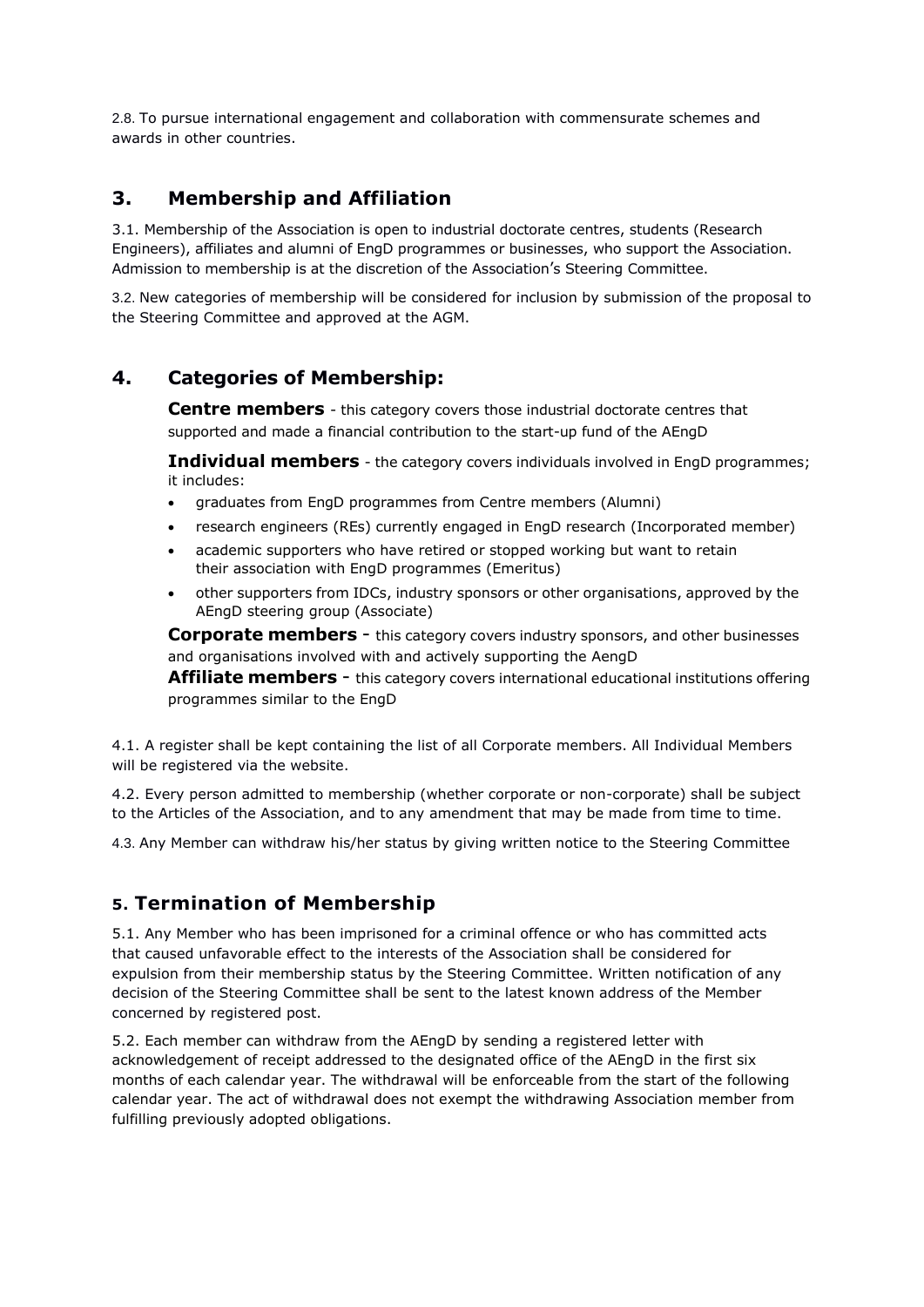2.8. To pursue international engagement and collaboration with commensurate schemes and awards in other countries.

## 3. Membership and Affiliation

3.1. Membership of the Association is open to industrial doctorate centres, students (Research Engineers), affiliates and alumni of EngD programmes or businesses, who support the Association. Admission to membership is at the discretion of the Association's Steering Committee.

3.2. New categories of membership will be considered for inclusion by submission of the proposal to the Steering Committee and approved at the AGM.

## 4. Categories of Membership:

**Centre members** - this category covers those industrial doctorate centres that supported and made a financial contribution to the start-up fund of the AEngD

**Individual members** - the category covers individuals involved in EngD programmes; it includes:

- graduates from EngD programmes from Centre members (Alumni)
- research engineers (REs) currently engaged in EngD research (Incorporated member)
- academic supporters who have retired or stopped working but want to retain their association with EngD programmes (Emeritus)
- other supporters from IDCs, industry sponsors or other organisations, approved by the AEngD steering group (Associate)

**Corporate members** - this category covers industry sponsors, and other businesses and organisations involved with and actively supporting the AengD

**Affiliate members** - this category covers international educational institutions offering programmes similar to the EngD

4.1. A register shall be kept containing the list of all Corporate members. All Individual Members will be registered via the website.

4.2. Every person admitted to membership (whether corporate or non-corporate) shall be subject to the Articles of the Association, and to any amendment that may be made from time to time.

4.3. Any Member can withdraw his/her status by giving written notice to the Steering Committee

## 5. Termination of Membership

5.1. Any Member who has been imprisoned for a criminal offence or who has committed acts that caused unfavorable effect to the interests of the Association shall be considered for expulsion from their membership status by the Steering Committee. Written notification of any decision of the Steering Committee shall be sent to the latest known address of the Member concerned by registered post.

5.2. Each member can withdraw from the AEngD by sending a registered letter with acknowledgement of receipt addressed to the designated office of the AEngD in the first six months of each calendar year. The withdrawal will be enforceable from the start of the following calendar year. The act of withdrawal does not exempt the withdrawing Association member from fulfilling previously adopted obligations.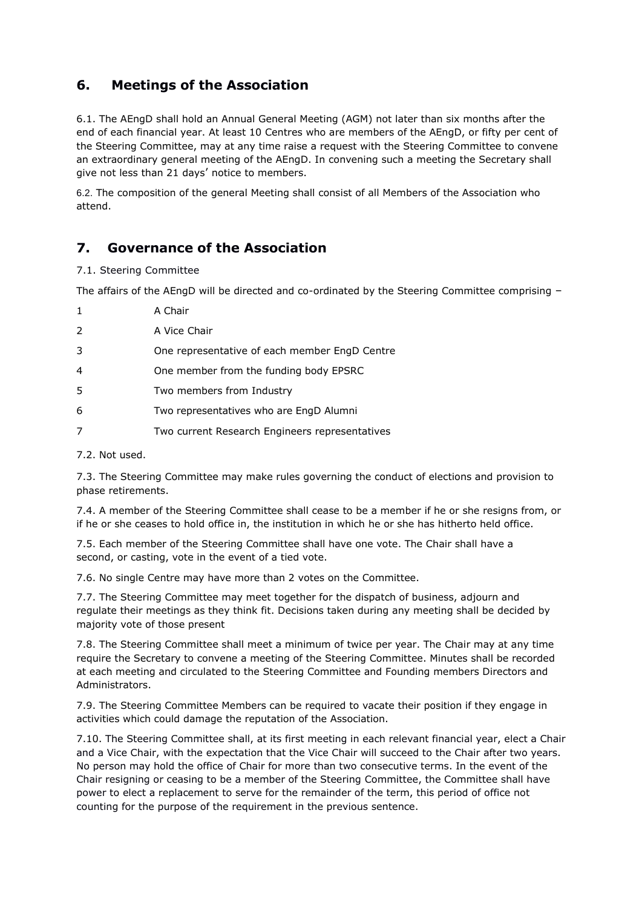## 6. Meetings of the Association

6.1. The AEngD shall hold an Annual General Meeting (AGM) not later than six months after the end of each financial year. At least 10 Centres who are members of the AEngD, or fifty per cent of the Steering Committee, may at any time raise a request with the Steering Committee to convene an extraordinary general meeting of the AEngD. In convening such a meeting the Secretary shall give not less than 21 days' notice to members.

6.2. The composition of the general Meeting shall consist of all Members of the Association who attend.

## 7. Governance of the Association

7.1. Steering Committee

The affairs of the AEngD will be directed and co-ordinated by the Steering Committee comprising –

1 A Chair

2 A Vice Chair

3 One representative of each member EngD Centre

4 One member from the funding body EPSRC

5 Two members from Industry

6 Two representatives who are EngD Alumni

7 Two current Research Engineers representatives

7.2. Not used.

7.3. The Steering Committee may make rules governing the conduct of elections and provision to phase retirements.

7.4. A member of the Steering Committee shall cease to be a member if he or she resigns from, or if he or she ceases to hold office in, the institution in which he or she has hitherto held office.

7.5. Each member of the Steering Committee shall have one vote. The Chair shall have a second, or casting, vote in the event of a tied vote.

7.6. No single Centre may have more than 2 votes on the Committee.

7.7. The Steering Committee may meet together for the dispatch of business, adjourn and regulate their meetings as they think fit. Decisions taken during any meeting shall be decided by majority vote of those present

7.8. The Steering Committee shall meet a minimum of twice per year. The Chair may at any time require the Secretary to convene a meeting of the Steering Committee. Minutes shall be recorded at each meeting and circulated to the Steering Committee and Founding members Directors and Administrators.

7.9. The Steering Committee Members can be required to vacate their position if they engage in activities which could damage the reputation of the Association.

7.10. The Steering Committee shall, at its first meeting in each relevant financial year, elect a Chair and a Vice Chair, with the expectation that the Vice Chair will succeed to the Chair after two years. No person may hold the office of Chair for more than two consecutive terms. In the event of the Chair resigning or ceasing to be a member of the Steering Committee, the Committee shall have power to elect a replacement to serve for the remainder of the term, this period of office not counting for the purpose of the requirement in the previous sentence.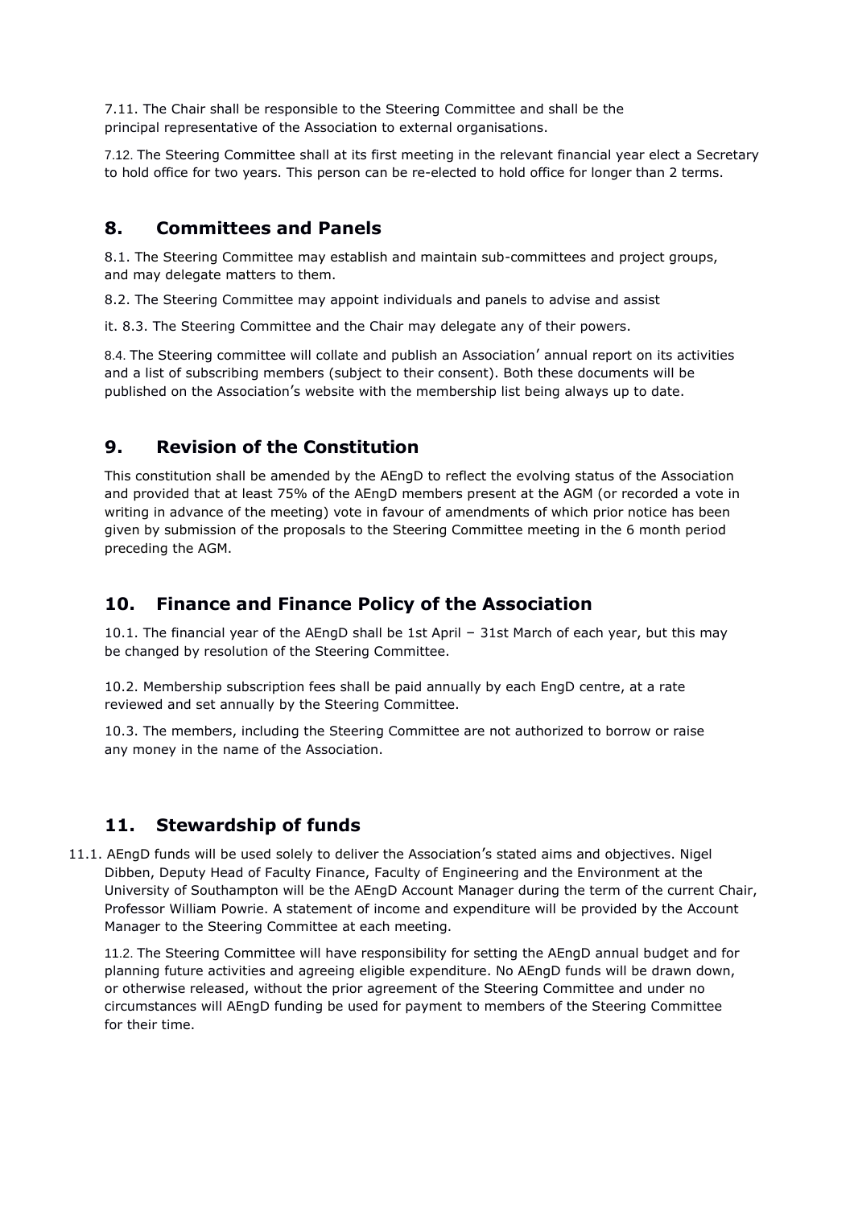7.11. The Chair shall be responsible to the Steering Committee and shall be the principal representative of the Association to external organisations.

7.12. The Steering Committee shall at its first meeting in the relevant financial year elect a Secretary to hold office for two years. This person can be re-elected to hold office for longer than 2 terms.

## 8. Committees and Panels

8.1. The Steering Committee may establish and maintain sub-committees and project groups, and may delegate matters to them.

8.2. The Steering Committee may appoint individuals and panels to advise and assist

it. 8.3. The Steering Committee and the Chair may delegate any of their powers.

8.4. The Steering committee will collate and publish an Association' annual report on its activities and a list of subscribing members (subject to their consent). Both these documents will be published on the Association's website with the membership list being always up to date.

## 9. Revision of the Constitution

This constitution shall be amended by the AEngD to reflect the evolving status of the Association and provided that at least 75% of the AEngD members present at the AGM (or recorded a vote in writing in advance of the meeting) vote in favour of amendments of which prior notice has been given by submission of the proposals to the Steering Committee meeting in the 6 month period preceding the AGM.

## 10. Finance and Finance Policy of the Association

10.1. The financial year of the AEngD shall be 1st April – 31st March of each year, but this may be changed by resolution of the Steering Committee.

10.2. Membership subscription fees shall be paid annually by each EngD centre, at a rate reviewed and set annually by the Steering Committee.

10.3. The members, including the Steering Committee are not authorized to borrow or raise any money in the name of the Association.

## 11. Stewardship of funds

11.1. AEngD funds will be used solely to deliver the Association's stated aims and objectives. Nigel Dibben, Deputy Head of Faculty Finance, Faculty of Engineering and the Environment at the University of Southampton will be the AEngD Account Manager during the term of the current Chair, Professor William Powrie. A statement of income and expenditure will be provided by the Account Manager to the Steering Committee at each meeting.

11.2. The Steering Committee will have responsibility for setting the AEngD annual budget and for planning future activities and agreeing eligible expenditure. No AEngD funds will be drawn down, or otherwise released, without the prior agreement of the Steering Committee and under no circumstances will AEngD funding be used for payment to members of the Steering Committee for their time.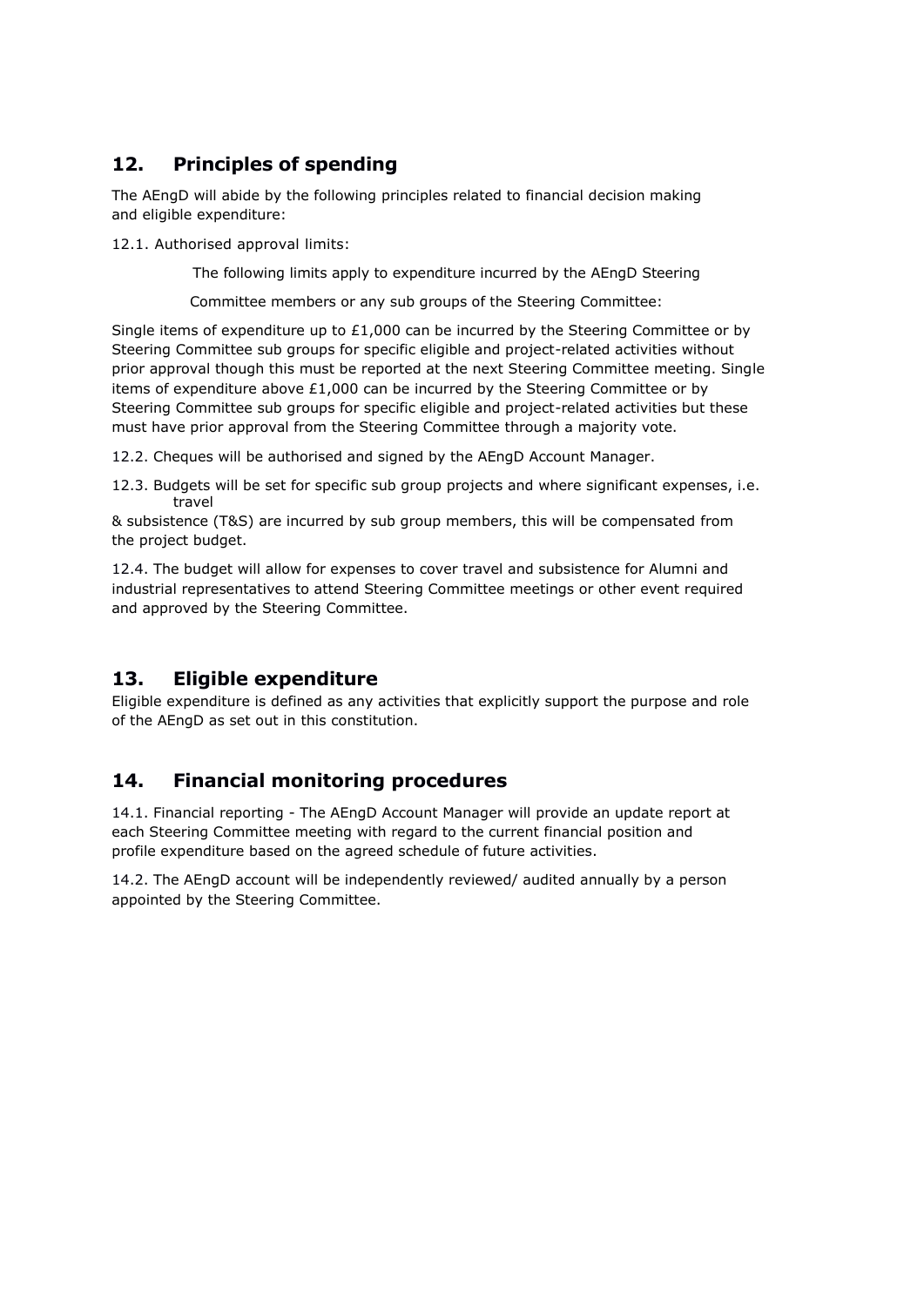## 12. Principles of spending

The AEngD will abide by the following principles related to financial decision making and eligible expenditure:

12.1. Authorised approval limits:

The following limits apply to expenditure incurred by the AEngD Steering Committee members or any sub groups of the Steering Committee:

Single items of expenditure up to £1,000 can be incurred by the Steering Committee or by Steering Committee sub groups for specific eligible and project-related activities without prior approval though this must be reported at the next Steering Committee meeting. Single items of expenditure above £1,000 can be incurred by the Steering Committee or by Steering Committee sub groups for specific eligible and project-related activities but these must have prior approval from the Steering Committee through a majority vote.

12.2. Cheques will be authorised and signed by the AEngD Account Manager.

12.3. Budgets will be set for specific sub group projects and where significant expenses, i.e. travel & subsistence (T&S) are incurred by sub group members, this will be compensated from the project budget.

12.4. The budget will allow for expenses to cover travel and subsistence for Alumni and industrial representatives to attend Steering Committee meetings or other event required and approved by the Steering Committee.

## 13. Eligible expenditure

Eligible expenditure is defined as any activities that explicitly support the purpose and role of the AEngD as set out in this constitution.

## 14. Financial monitoring procedures

14.1. Financial reporting - The AEngD Account Manager will provide an update report at each Steering Committee meeting with regard to the current financial position and profile expenditure based on the agreed schedule of future activities.

14.2. The AEngD account will be independently reviewed/ audited annually by a person appointed by the Steering Committee.